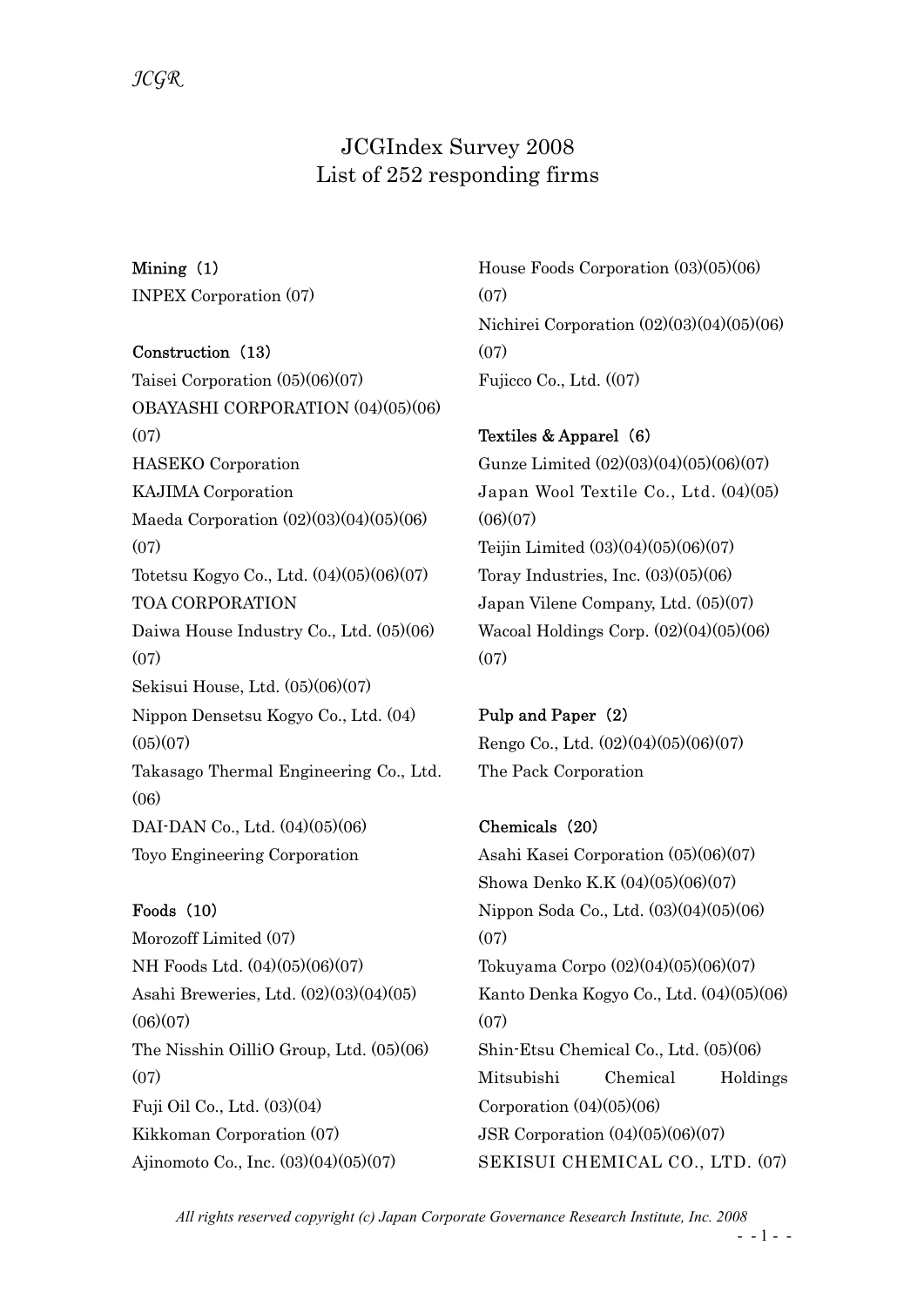# JCGIndex Survey 2008
# List of 252 responding firms

**Mining（1）**

INPEX Corporation (07)

**Construction（13）**

Taisei Corporation (05)(06)(07)
OBAYASHI CORPORATION (04)(05)(06)(07)
HASEKO Corporation
KAJIMA Corporation
Maeda Corporation (02)(03)(04)(05)(06)(07)
Totetsu Kogyo Co., Ltd. (04)(05)(06)(07)
TOA CORPORATION
Daiwa House Industry Co., Ltd. (05)(06)(07)
Sekisui House, Ltd. (05)(06)(07)
Nippon Densetsu Kogyo Co., Ltd. (04)(05)(07)
Takasago Thermal Engineering Co., Ltd. (06)
DAI-DAN Co., Ltd. (04)(05)(06)
Toyo Engineering Corporation

**Foods（10）**

Morozoff Limited (07)
NH Foods Ltd. (04)(05)(06)(07)
Asahi Breweries, Ltd. (02)(03)(04)(05)(06)(07)
The Nisshin OilliO Group, Ltd. (05)(06)(07)
Fuji Oil Co., Ltd. (03)(04)
Kikkoman Corporation (07)
Ajinomoto Co., Inc. (03)(04)(05)(07)
House Foods Corporation (03)(05)(06)(07)
Nichirei Corporation (02)(03)(04)(05)(06)(07)
Fujicco Co., Ltd. ((07)

**Textiles & Apparel（6）**

Gunze Limited (02)(03)(04)(05)(06)(07)
Japan Wool Textile Co., Ltd. (04)(05)(06)(07)
Teijin Limited (03)(04)(05)(06)(07)
Toray Industries, Inc. (03)(05)(06)
Japan Vilene Company, Ltd. (05)(07)
Wacoal Holdings Corp. (02)(04)(05)(06)(07)

**Pulp and Paper（2）**

Rengo Co., Ltd. (02)(04)(05)(06)(07)
The Pack Corporation

**Chemicals（20）**

Asahi Kasei Corporation (05)(06)(07)
Showa Denko K.K (04)(05)(06)(07)
Nippon Soda Co., Ltd. (03)(04)(05)(06)(07)
Tokuyama Corpo (02)(04)(05)(06)(07)
Kanto Denka Kogyo Co., Ltd. (04)(05)(06)(07)
Shin-Etsu Chemical Co., Ltd. (05)(06)
Mitsubishi Chemical Holdings Corporation (04)(05)(06)
JSR Corporation (04)(05)(06)(07)
SEKISUI CHEMICAL CO., LTD. (07)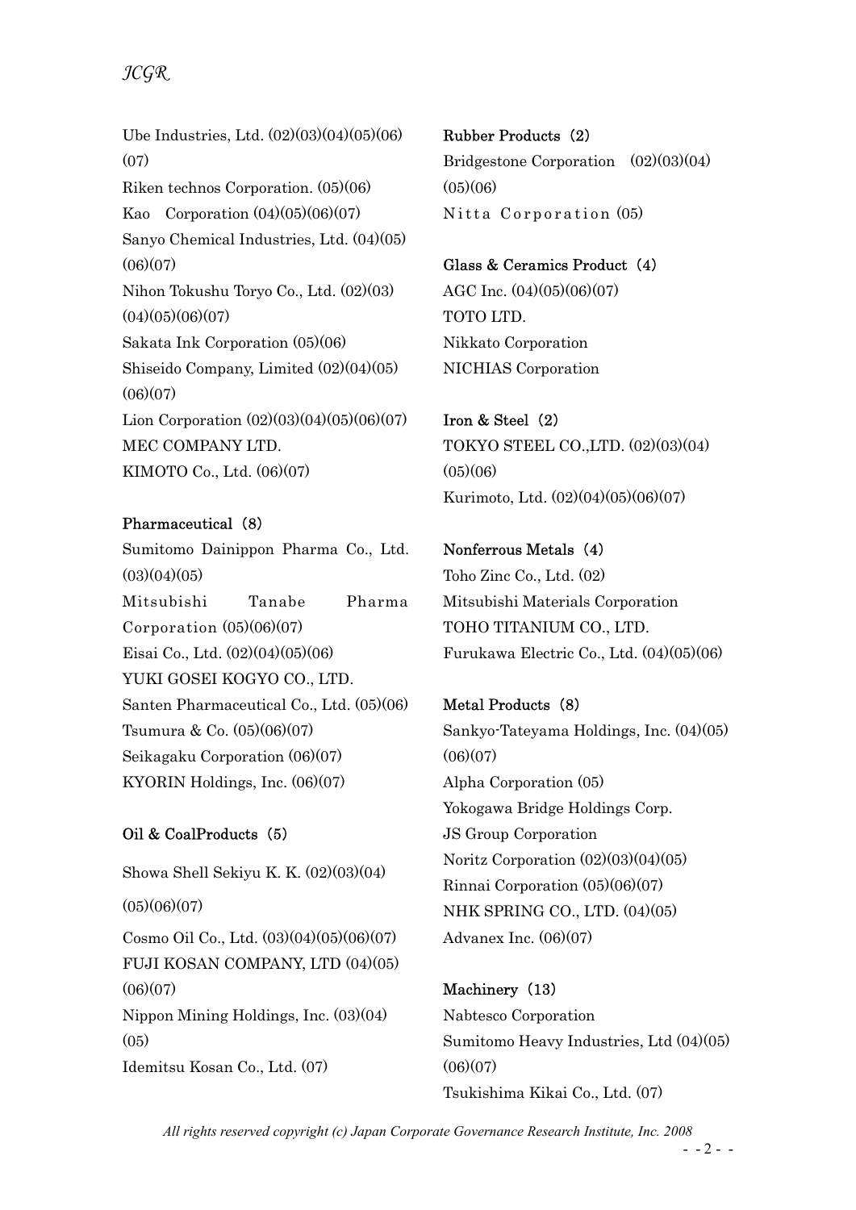Ube Industries, Ltd. (02)(03)(04)(05)(06)(07)
Riken technos Corporation. (05)(06)
Kao Corporation (04)(05)(06)(07)
Sanyo Chemical Industries, Ltd. (04)(05)(06)(07)
Nihon Tokushu Toryo Co., Ltd. (02)(03)(04)(05)(06)(07)
Sakata Ink Corporation (05)(06)
Shiseido Company, Limited (02)(04)(05)(06)(07)
Lion Corporation (02)(03)(04)(05)(06)(07)
MEC COMPANY LTD.
KIMOTO Co., Ltd. (06)(07)

**Pharmaceutical（8）**

Sumitomo Dainippon Pharma Co., Ltd. (03)(04)(05)
Mitsubishi Tanabe Pharma Corporation (05)(06)(07)
Eisai Co., Ltd. (02)(04)(05)(06)
YUKI GOSEI KOGYO CO., LTD.
Santen Pharmaceutical Co., Ltd. (05)(06)
Tsumura & Co. (05)(06)(07)
Seikagaku Corporation (06)(07)
KYORIN Holdings, Inc. (06)(07)

**Oil & CoalProducts（5）**

Showa Shell Sekiyu K. K. (02)(03)(04)(05)(06)(07)
Cosmo Oil Co., Ltd. (03)(04)(05)(06)(07)
FUJI KOSAN COMPANY, LTD (04)(05)(06)(07)
Nippon Mining Holdings, Inc. (03)(04)(05)
Idemitsu Kosan Co., Ltd. (07)

**Rubber Products（2）**

Bridgestone Corporation (02)(03)(04)(05)(06)
Nitta Corporation (05)

**Glass & Ceramics Product（4）**

AGC Inc. (04)(05)(06)(07)
TOTO LTD.
Nikkato Corporation
NICHIAS Corporation

**Iron & Steel（2）**

TOKYO STEEL CO.,LTD. (02)(03)(04)(05)(06)
Kurimoto, Ltd. (02)(04)(05)(06)(07)

**Nonferrous Metals（4）**

Toho Zinc Co., Ltd. (02)
Mitsubishi Materials Corporation
TOHO TITANIUM CO., LTD.
Furukawa Electric Co., Ltd. (04)(05)(06)

**Metal Products（8）**

Sankyo-Tateyama Holdings, Inc. (04)(05)(06)(07)
Alpha Corporation (05)
Yokogawa Bridge Holdings Corp.
JS Group Corporation
Noritz Corporation (02)(03)(04)(05)
Rinnai Corporation (05)(06)(07)
NHK SPRING CO., LTD. (04)(05)
Advanex Inc. (06)(07)

**Machinery（13）**

Nabtesco Corporation
Sumitomo Heavy Industries, Ltd (04)(05)(06)(07)
Tsukishima Kikai Co., Ltd. (07)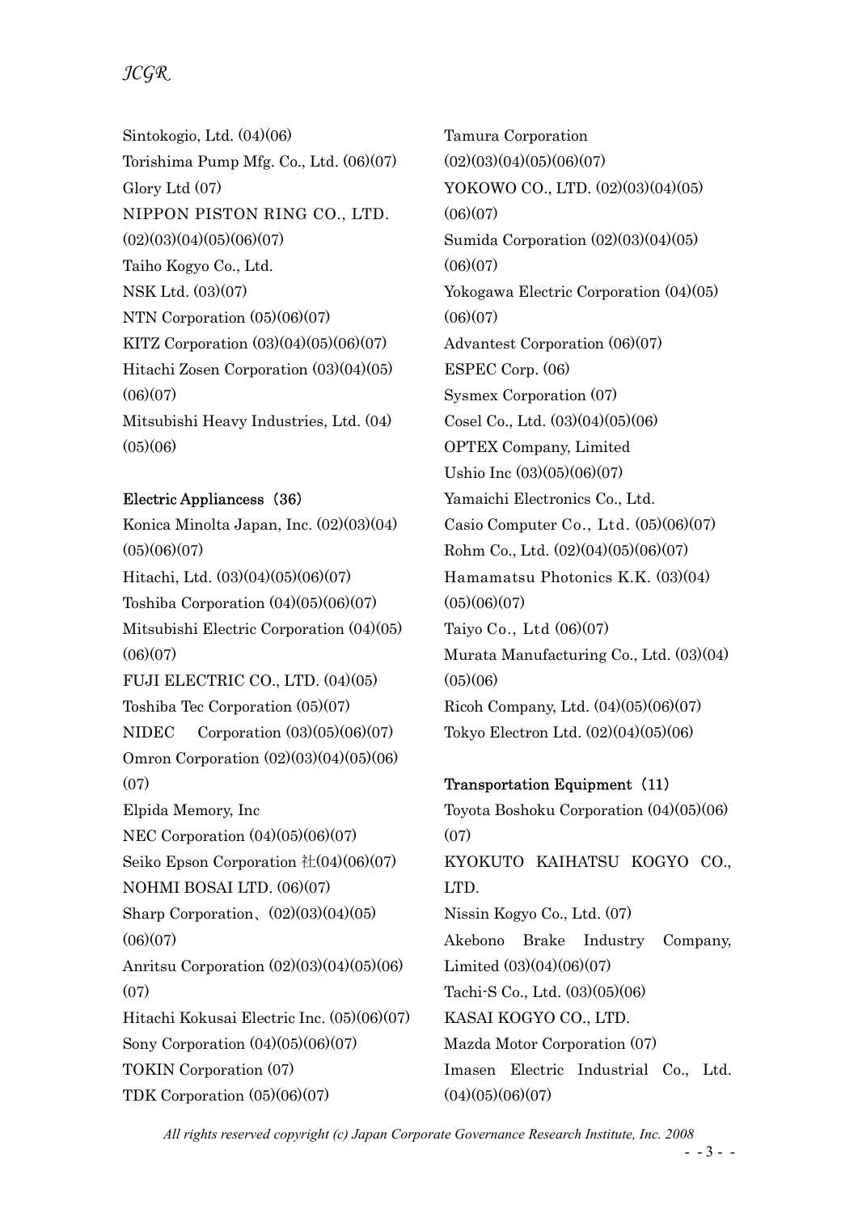Sintokogio, Ltd. (04)(06)
Torishima Pump Mfg. Co., Ltd. (06)(07)
Glory Ltd (07)
NIPPON PISTON RING CO., LTD. (02)(03)(04)(05)(06)(07)
Taiho Kogyo Co., Ltd.
NSK Ltd. (03)(07)
NTN Corporation (05)(06)(07)
KITZ Corporation (03)(04)(05)(06)(07)
Hitachi Zosen Corporation (03)(04)(05)(06)(07)
Mitsubishi Heavy Industries, Ltd. (04)(05)(06)

**Electric Appliancess（36）**

Konica Minolta Japan, Inc. (02)(03)(04)(05)(06)(07)
Hitachi, Ltd. (03)(04)(05)(06)(07)
Toshiba Corporation (04)(05)(06)(07)
Mitsubishi Electric Corporation (04)(05)(06)(07)
FUJI ELECTRIC CO., LTD. (04)(05)
Toshiba Tec Corporation (05)(07)
NIDEC Corporation (03)(05)(06)(07)
Omron Corporation (02)(03)(04)(05)(06)(07)
Elpida Memory, Inc
NEC Corporation (04)(05)(06)(07)
Seiko Epson Corporation 社(04)(06)(07)
NOHMI BOSAI LTD. (06)(07)
Sharp Corporation、(02)(03)(04)(05)(06)(07)
Anritsu Corporation (02)(03)(04)(05)(06)(07)
Hitachi Kokusai Electric Inc. (05)(06)(07)
Sony Corporation (04)(05)(06)(07)
TOKIN Corporation (07)
TDK Corporation (05)(06)(07)
Tamura Corporation (02)(03)(04)(05)(06)(07)
YOKOWO CO., LTD. (02)(03)(04)(05)(06)(07)
Sumida Corporation (02)(03)(04)(05)(06)(07)
Yokogawa Electric Corporation (04)(05)(06)(07)
Advantest Corporation (06)(07)
ESPEC Corp. (06)
Sysmex Corporation (07)
Cosel Co., Ltd. (03)(04)(05)(06)
OPTEX Company, Limited
Ushio Inc (03)(05)(06)(07)
Yamaichi Electronics Co., Ltd.
Casio Computer Co., Ltd. (05)(06)(07)
Rohm Co., Ltd. (02)(04)(05)(06)(07)
Hamamatsu Photonics K.K. (03)(04)(05)(06)(07)
Taiyo Co., Ltd (06)(07)
Murata Manufacturing Co., Ltd. (03)(04)(05)(06)
Ricoh Company, Ltd. (04)(05)(06)(07)
Tokyo Electron Ltd. (02)(04)(05)(06)

**Transportation Equipment（11）**

Toyota Boshoku Corporation (04)(05)(06)(07)
KYOKUTO KAIHATSU KOGYO CO., LTD.
Nissin Kogyo Co., Ltd. (07)
Akebono Brake Industry Company, Limited (03)(04)(06)(07)
Tachi-S Co., Ltd. (03)(05)(06)
KASAI KOGYO CO., LTD.
Mazda Motor Corporation (07)
Imasen Electric Industrial Co., Ltd. (04)(05)(06)(07)

*All rights reserved copyright (c) Japan Corporate Governance Research Institute, Inc. 2008*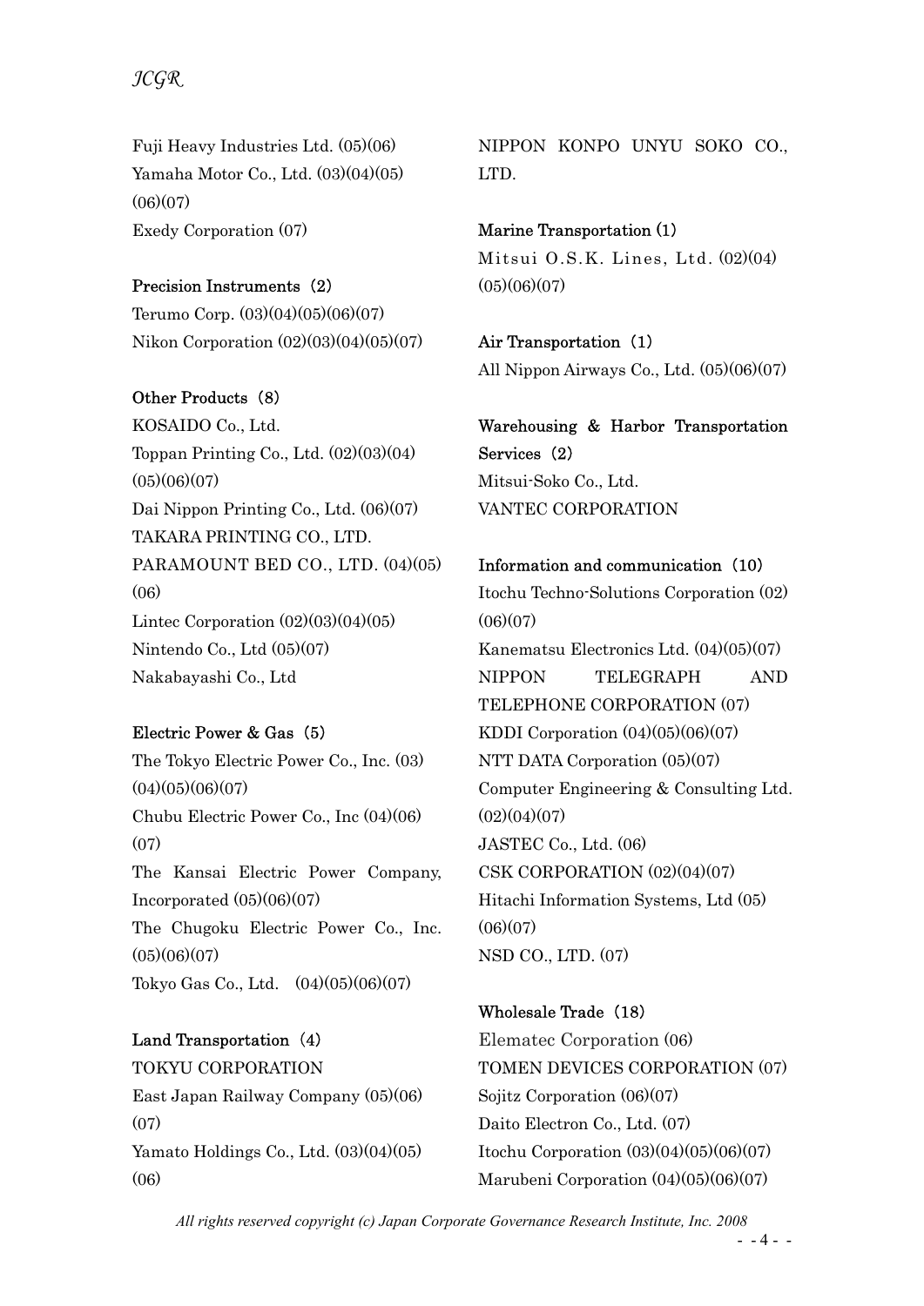Fuji Heavy Industries Ltd. (05)(06)
Yamaha Motor Co., Ltd. (03)(04)(05)(06)(07)
Exedy Corporation (07)

**Precision Instruments（2）**

Terumo Corp. (03)(04)(05)(06)(07)
Nikon Corporation (02)(03)(04)(05)(07)

**Other Products（8）**

KOSAIDO Co., Ltd.
Toppan Printing Co., Ltd. (02)(03)(04)(05)(06)(07)
Dai Nippon Printing Co., Ltd. (06)(07)
TAKARA PRINTING CO., LTD.
PARAMOUNT BED CO., LTD. (04)(05)(06)
Lintec Corporation (02)(03)(04)(05)
Nintendo Co., Ltd (05)(07)
Nakabayashi Co., Ltd

**Electric Power & Gas（5）**

The Tokyo Electric Power Co., Inc. (03)(04)(05)(06)(07)
Chubu Electric Power Co., Inc (04)(06)(07)
The Kansai Electric Power Company, Incorporated (05)(06)(07)
The Chugoku Electric Power Co., Inc. (05)(06)(07)
Tokyo Gas Co., Ltd. (04)(05)(06)(07)

**Land Transportation（4）**

TOKYU CORPORATION
East Japan Railway Company (05)(06)(07)
Yamato Holdings Co., Ltd. (03)(04)(05)(06)
NIPPON KONPO UNYU SOKO CO., LTD.

**Marine Transportation (1)**

Mitsui O.S.K. Lines, Ltd. (02)(04)(05)(06)(07)

**Air Transportation（1）**

All Nippon Airways Co., Ltd. (05)(06)(07)

**Warehousing & Harbor Transportation Services（2）**

Mitsui-Soko Co., Ltd.
VANTEC CORPORATION

**Information and communication（10）**

Itochu Techno-Solutions Corporation (02)(06)(07)
Kanematsu Electronics Ltd. (04)(05)(07)
NIPPON TELEGRAPH AND TELEPHONE CORPORATION (07)
KDDI Corporation (04)(05)(06)(07)
NTT DATA Corporation (05)(07)
Computer Engineering & Consulting Ltd. (02)(04)(07)
JASTEC Co., Ltd. (06)
CSK CORPORATION (02)(04)(07)
Hitachi Information Systems, Ltd (05)(06)(07)
NSD CO., LTD. (07)

**Wholesale Trade（18）**

Elematec Corporation (06)
TOMEN DEVICES CORPORATION (07)
Sojitz Corporation (06)(07)
Daito Electron Co., Ltd. (07)
Itochu Corporation (03)(04)(05)(06)(07)
Marubeni Corporation (04)(05)(06)(07)

*All rights reserved copyright (c) Japan Corporate Governance Research Institute, Inc. 2008*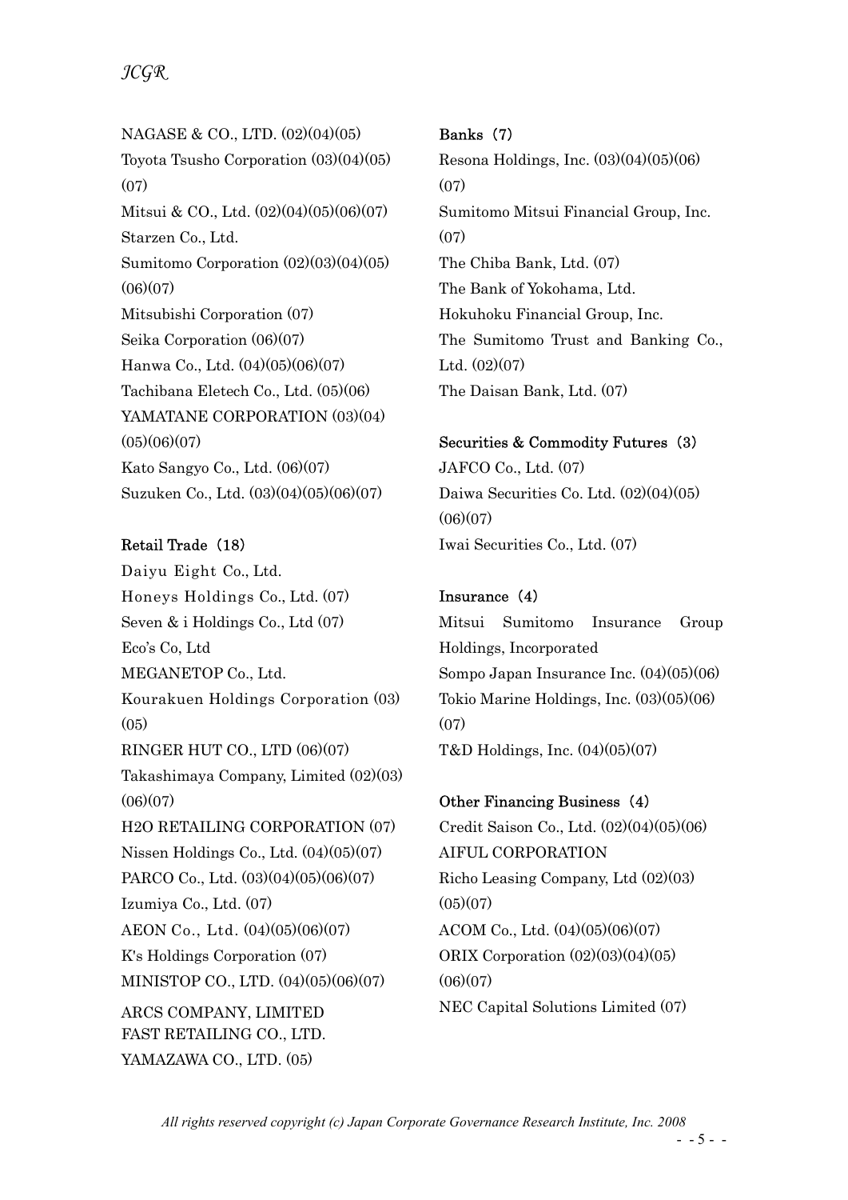NAGASE & CO., LTD. (02)(04)(05)
Toyota Tsusho Corporation (03)(04)(05)(07)
Mitsui & CO., Ltd. (02)(04)(05)(06)(07)
Starzen Co., Ltd.
Sumitomo Corporation (02)(03)(04)(05)(06)(07)
Mitsubishi Corporation (07)
Seika Corporation (06)(07)
Hanwa Co., Ltd. (04)(05)(06)(07)
Tachibana Eletech Co., Ltd. (05)(06)
YAMATANE CORPORATION (03)(04)(05)(06)(07)
Kato Sangyo Co., Ltd. (06)(07)
Suzuken Co., Ltd. (03)(04)(05)(06)(07)

**Retail Trade（18）**

Daiyu Eight Co., Ltd.
Honeys Holdings Co., Ltd. (07)
Seven & i Holdings Co., Ltd (07)
Eco's Co, Ltd
MEGANETOP Co., Ltd.
Kourakuen Holdings Corporation (03)(05)
RINGER HUT CO., LTD (06)(07)
Takashimaya Company, Limited (02)(03)(06)(07)
H2O RETAILING CORPORATION (07)
Nissen Holdings Co., Ltd. (04)(05)(07)
PARCO Co., Ltd. (03)(04)(05)(06)(07)
Izumiya Co., Ltd. (07)
AEON Co., Ltd. (04)(05)(06)(07)
K's Holdings Corporation (07)
MINISTOP CO., LTD. (04)(05)(06)(07)
ARCS COMPANY, LIMITED
FAST RETAILING CO., LTD.
YAMAZAWA CO., LTD. (05)

**Banks（7）**

Resona Holdings, Inc. (03)(04)(05)(06)(07)
Sumitomo Mitsui Financial Group, Inc. (07)
The Chiba Bank, Ltd. (07)
The Bank of Yokohama, Ltd.
Hokuhoku Financial Group, Inc.
The Sumitomo Trust and Banking Co., Ltd. (02)(07)
The Daisan Bank, Ltd. (07)

**Securities & Commodity Futures（3）**

JAFCO Co., Ltd. (07)
Daiwa Securities Co. Ltd. (02)(04)(05)(06)(07)
Iwai Securities Co., Ltd. (07)

**Insurance（4）**

Mitsui Sumitomo Insurance Group Holdings, Incorporated
Sompo Japan Insurance Inc. (04)(05)(06)
Tokio Marine Holdings, Inc. (03)(05)(06)(07)
T&D Holdings, Inc. (04)(05)(07)

**Other Financing Business（4）**

Credit Saison Co., Ltd. (02)(04)(05)(06)
AIFUL CORPORATION
Richo Leasing Company, Ltd (02)(03)(05)(07)
ACOM Co., Ltd. (04)(05)(06)(07)
ORIX Corporation (02)(03)(04)(05)(06)(07)
NEC Capital Solutions Limited (07)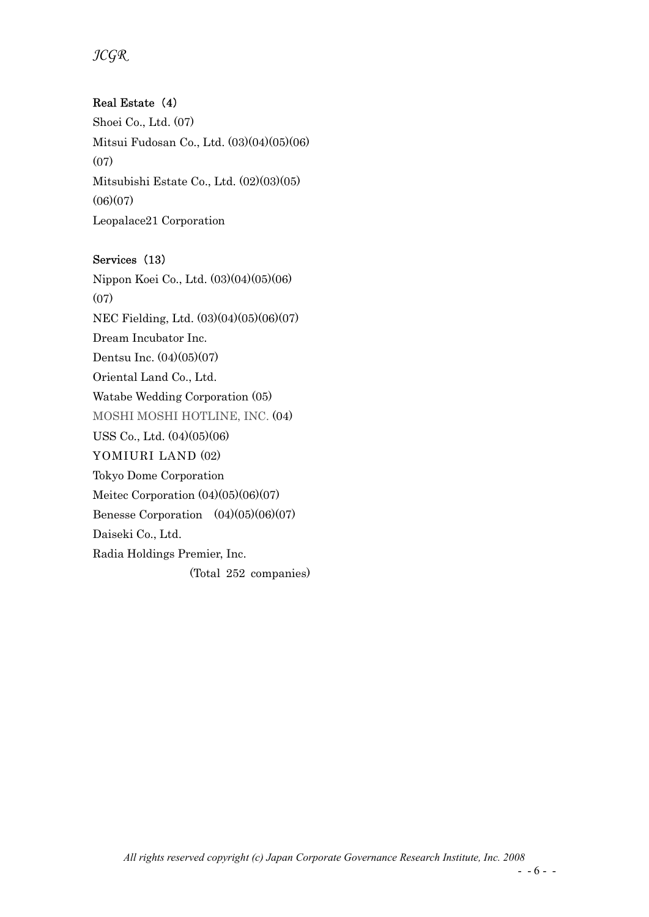**Real Estate（4）**

Shoei Co., Ltd. (07)

Mitsui Fudosan Co., Ltd. (03)(04)(05)(06)(07)

Mitsubishi Estate Co., Ltd. (02)(03)(05)(06)(07)

Leopalace21 Corporation

**Services（13）**

Nippon Koei Co., Ltd. (03)(04)(05)(06)(07)

NEC Fielding, Ltd. (03)(04)(05)(06)(07)

Dream Incubator Inc.

Dentsu Inc. (04)(05)(07)

Oriental Land Co., Ltd.

Watabe Wedding Corporation (05)

MOSHI MOSHI HOTLINE, INC. (04)

USS Co., Ltd. (04)(05)(06)

YOMIURI LAND (02)

Tokyo Dome Corporation

Meitec Corporation (04)(05)(06)(07)

Benesse Corporation (04)(05)(06)(07)

Daiseki Co., Ltd.

Radia Holdings Premier, Inc.

(Total 252 companies)

*All rights reserved copyright (c) Japan Corporate Governance Research Institute, Inc. 2008*